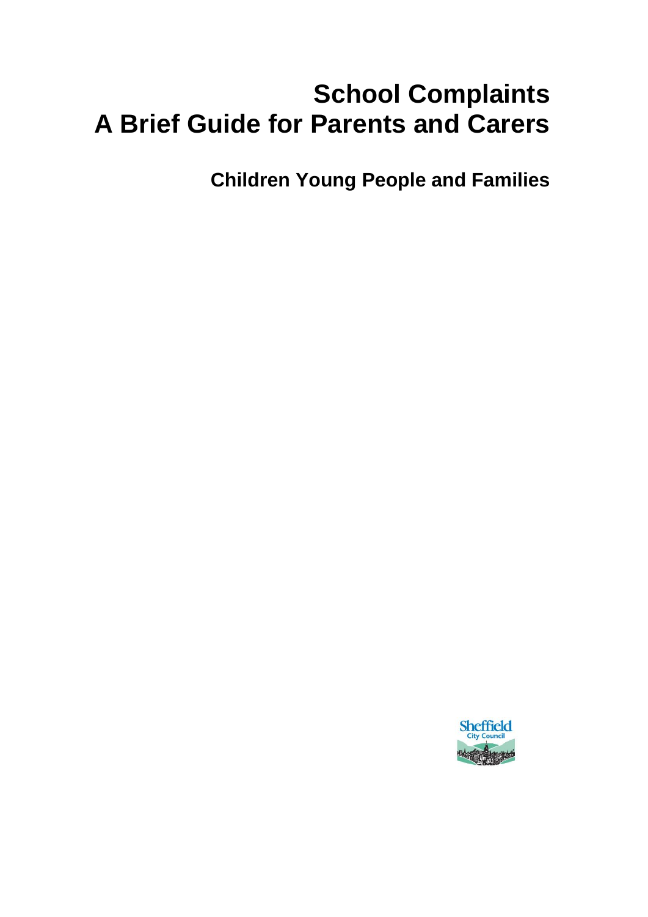# School Complaints
# A Brief Guide for Parents and Carers

## Children Young People and Families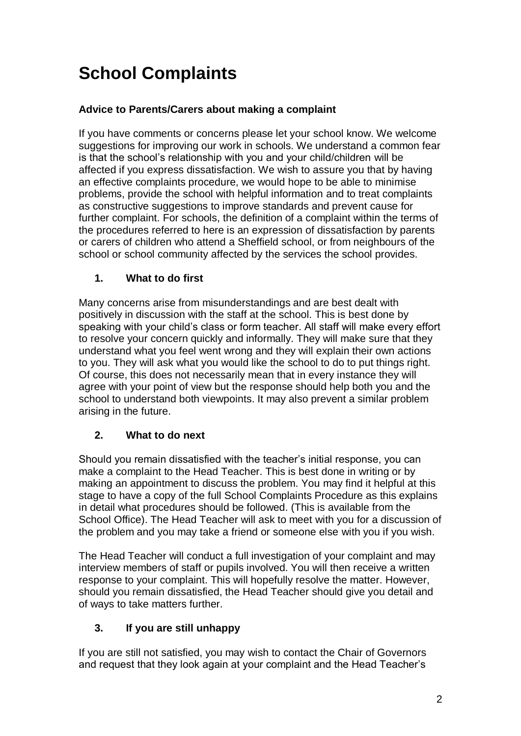# School Complaints

### Advice to Parents/Carers about making a complaint

If you have comments or concerns please let your school know. We welcome suggestions for improving our work in schools. We understand a common fear is that the school's relationship with you and your child/children will be affected if you express dissatisfaction. We wish to assure you that by having an effective complaints procedure, we would hope to be able to minimise problems, provide the school with helpful information and to treat complaints as constructive suggestions to improve standards and prevent cause for further complaint. For schools, the definition of a complaint within the terms of the procedures referred to here is an expression of dissatisfaction by parents or carers of children who attend a Sheffield school, or from neighbours of the school or school community affected by the services the school provides.

### 1. What to do first

Many concerns arise from misunderstandings and are best dealt with positively in discussion with the staff at the school. This is best done by speaking with your child's class or form teacher. All staff will make every effort to resolve your concern quickly and informally. They will make sure that they understand what you feel went wrong and they will explain their own actions to you. They will ask what you would like the school to do to put things right. Of course, this does not necessarily mean that in every instance they will agree with your point of view but the response should help both you and the school to understand both viewpoints. It may also prevent a similar problem arising in the future.

### 2. What to do next

Should you remain dissatisfied with the teacher's initial response, you can make a complaint to the Head Teacher. This is best done in writing or by making an appointment to discuss the problem. You may find it helpful at this stage to have a copy of the full School Complaints Procedure as this explains in detail what procedures should be followed. (This is available from the School Office). The Head Teacher will ask to meet with you for a discussion of the problem and you may take a friend or someone else with you if you wish.

The Head Teacher will conduct a full investigation of your complaint and may interview members of staff or pupils involved. You will then receive a written response to your complaint. This will hopefully resolve the matter. However, should you remain dissatisfied, the Head Teacher should give you detail and of ways to take matters further.

### 3. If you are still unhappy

If you are still not satisfied, you may wish to contact the Chair of Governors and request that they look again at your complaint and the Head Teacher's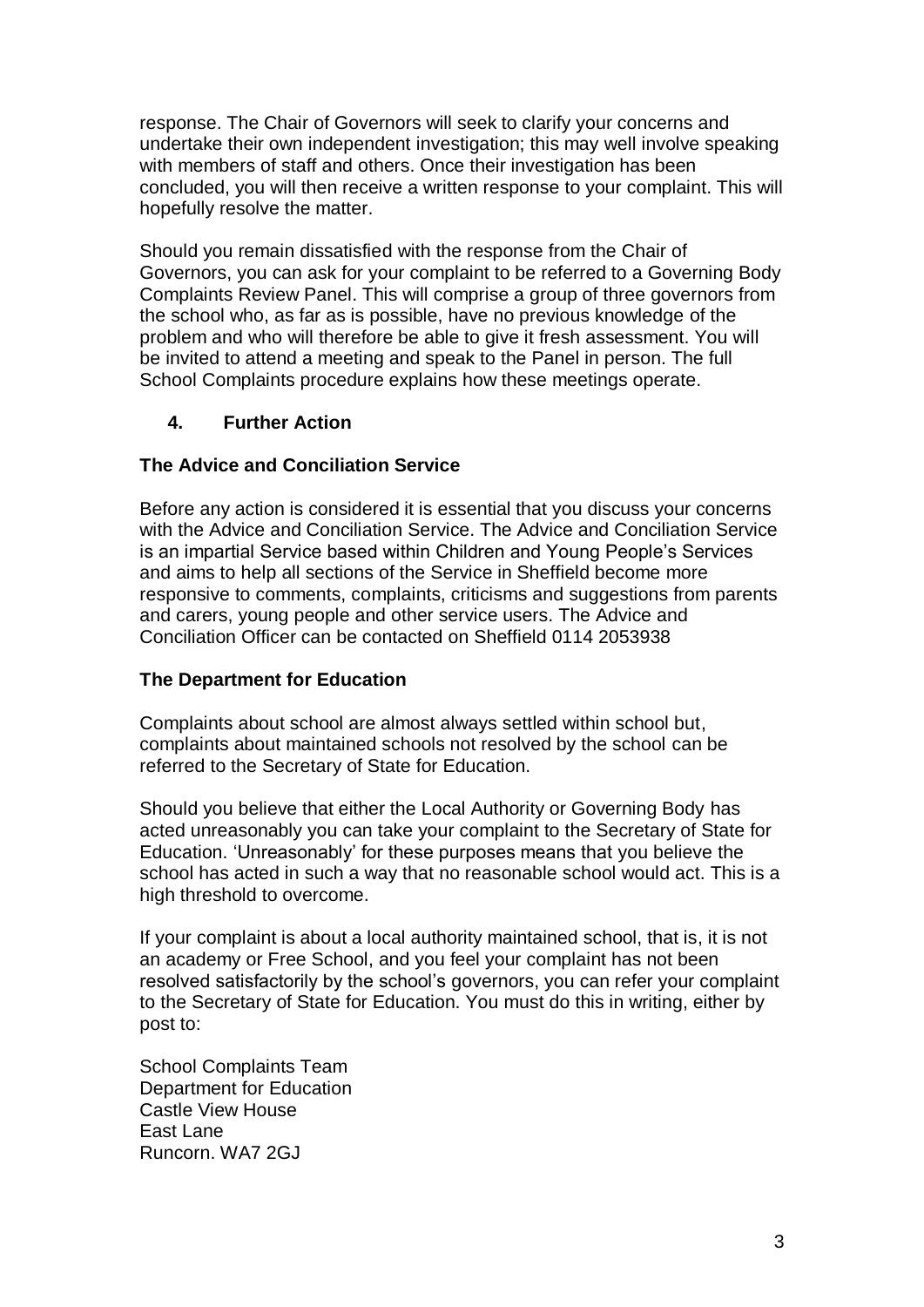response. The Chair of Governors will seek to clarify your concerns and undertake their own independent investigation; this may well involve speaking with members of staff and others. Once their investigation has been concluded, you will then receive a written response to your complaint. This will hopefully resolve the matter.

Should you remain dissatisfied with the response from the Chair of Governors, you can ask for your complaint to be referred to a Governing Body Complaints Review Panel. This will comprise a group of three governors from the school who, as far as is possible, have no previous knowledge of the problem and who will therefore be able to give it fresh assessment. You will be invited to attend a meeting and speak to the Panel in person. The full School Complaints procedure explains how these meetings operate.

## 4. Further Action

### The Advice and Conciliation Service

Before any action is considered it is essential that you discuss your concerns with the Advice and Conciliation Service. The Advice and Conciliation Service is an impartial Service based within Children and Young People's Services and aims to help all sections of the Service in Sheffield become more responsive to comments, complaints, criticisms and suggestions from parents and carers, young people and other service users. The Advice and Conciliation Officer can be contacted on Sheffield 0114 2053938

### The Department for Education

Complaints about school are almost always settled within school but, complaints about maintained schools not resolved by the school can be referred to the Secretary of State for Education.

Should you believe that either the Local Authority or Governing Body has acted unreasonably you can take your complaint to the Secretary of State for Education. 'Unreasonably' for these purposes means that you believe the school has acted in such a way that no reasonable school would act. This is a high threshold to overcome.

If your complaint is about a local authority maintained school, that is, it is not an academy or Free School, and you feel your complaint has not been resolved satisfactorily by the school's governors, you can refer your complaint to the Secretary of State for Education. You must do this in writing, either by post to:

School Complaints Team
Department for Education
Castle View House
East Lane
Runcorn. WA7 2GJ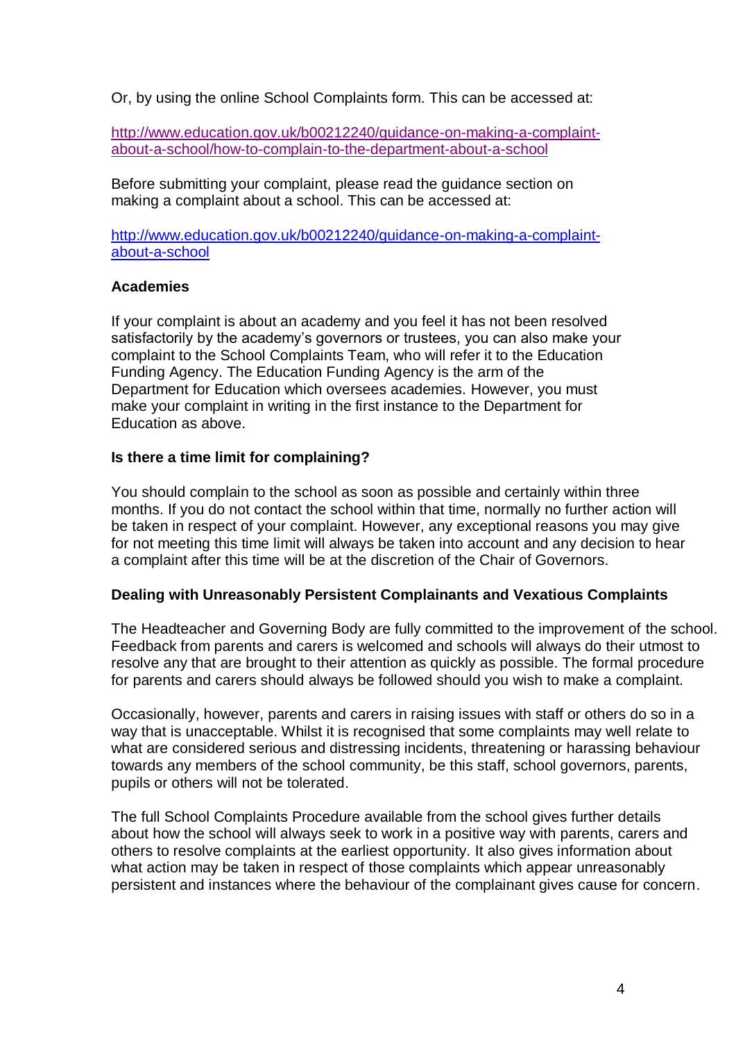Or, by using the online School Complaints form. This can be accessed at:

http://www.education.gov.uk/b00212240/guidance-on-making-a-complaint-about-a-school/how-to-complain-to-the-department-about-a-school

Before submitting your complaint, please read the guidance section on making a complaint about a school. This can be accessed at:

http://www.education.gov.uk/b00212240/guidance-on-making-a-complaint-about-a-school

**Academies**

If your complaint is about an academy and you feel it has not been resolved satisfactorily by the academy's governors or trustees, you can also make your complaint to the School Complaints Team, who will refer it to the Education Funding Agency. The Education Funding Agency is the arm of the Department for Education which oversees academies. However, you must make your complaint in writing in the first instance to the Department for Education as above.

**Is there a time limit for complaining?**

You should complain to the school as soon as possible and certainly within three months. If you do not contact the school within that time, normally no further action will be taken in respect of your complaint. However, any exceptional reasons you may give for not meeting this time limit will always be taken into account and any decision to hear a complaint after this time will be at the discretion of the Chair of Governors.

**Dealing with Unreasonably Persistent Complainants and Vexatious Complaints**

The Headteacher and Governing Body are fully committed to the improvement of the school. Feedback from parents and carers is welcomed and schools will always do their utmost to resolve any that are brought to their attention as quickly as possible. The formal procedure for parents and carers should always be followed should you wish to make a complaint.

Occasionally, however, parents and carers in raising issues with staff or others do so in a way that is unacceptable. Whilst it is recognised that some complaints may well relate to what are considered serious and distressing incidents, threatening or harassing behaviour towards any members of the school community, be this staff, school governors, parents, pupils or others will not be tolerated.

The full School Complaints Procedure available from the school gives further details about how the school will always seek to work in a positive way with parents, carers and others to resolve complaints at the earliest opportunity. It also gives information about what action may be taken in respect of those complaints which appear unreasonably persistent and instances where the behaviour of the complainant gives cause for concern.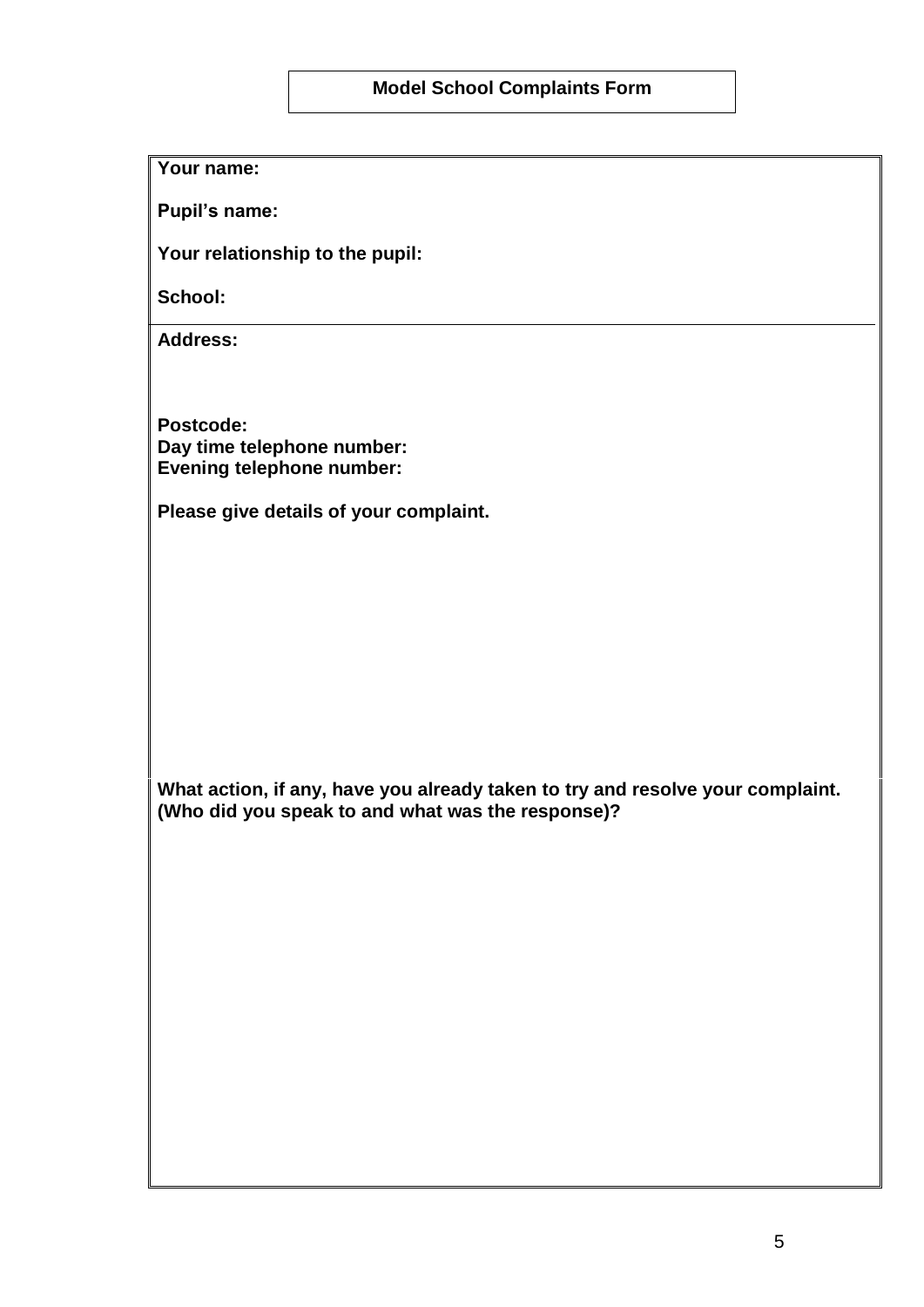# Model School Complaints Form

**Your name:**

**Pupil's name:**

**Your relationship to the pupil:**

**School:**

**Address:**

**Postcode:**
**Day time telephone number:**
**Evening telephone number:**

**Please give details of your complaint.**

**What action, if any, have you already taken to try and resolve your complaint. (Who did you speak to and what was the response)?**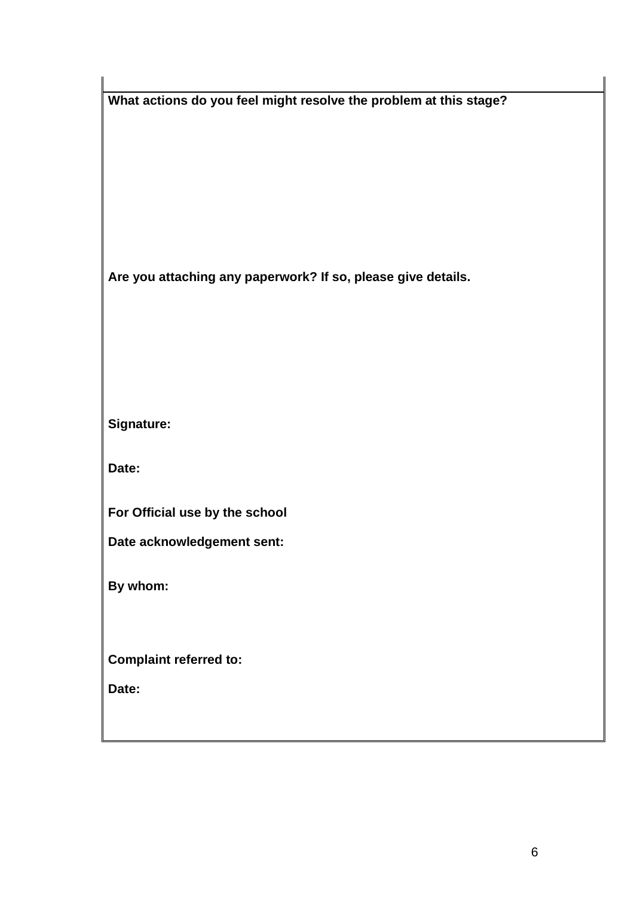**What actions do you feel might resolve the problem at this stage?**

**Are you attaching any paperwork? If so, please give details.**

**Signature:**

**Date:**

**For Official use by the school**

**Date acknowledgement sent:**

**By whom:**

**Complaint referred to:**

**Date:**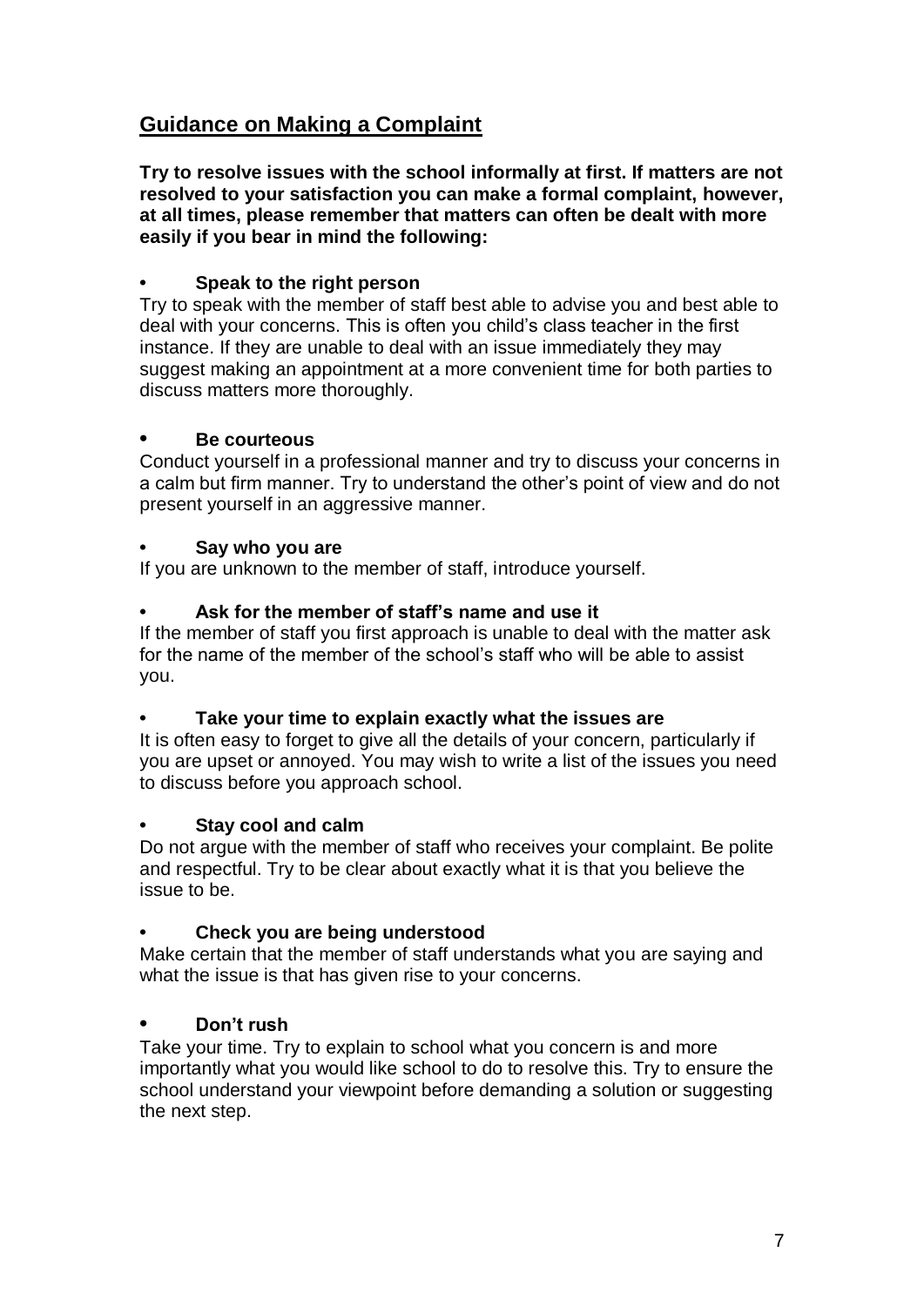## Guidance on Making a Complaint

**Try to resolve issues with the school informally at first. If matters are not resolved to your satisfaction you can make a formal complaint, however, at all times, please remember that matters can often be dealt with more easily if you bear in mind the following:**

- **Speak to the right person**

Try to speak with the member of staff best able to advise you and best able to deal with your concerns. This is often you child's class teacher in the first instance. If they are unable to deal with an issue immediately they may suggest making an appointment at a more convenient time for both parties to discuss matters more thoroughly.

- **Be courteous**

Conduct yourself in a professional manner and try to discuss your concerns in a calm but firm manner. Try to understand the other's point of view and do not present yourself in an aggressive manner.

- **Say who you are**

If you are unknown to the member of staff, introduce yourself.

- **Ask for the member of staff's name and use it**

If the member of staff you first approach is unable to deal with the matter ask for the name of the member of the school's staff who will be able to assist you.

- **Take your time to explain exactly what the issues are**

It is often easy to forget to give all the details of your concern, particularly if you are upset or annoyed. You may wish to write a list of the issues you need to discuss before you approach school.

- **Stay cool and calm**

Do not argue with the member of staff who receives your complaint. Be polite and respectful. Try to be clear about exactly what it is that you believe the issue to be.

- **Check you are being understood**

Make certain that the member of staff understands what you are saying and what the issue is that has given rise to your concerns.

- **Don't rush**

Take your time. Try to explain to school what you concern is and more importantly what you would like school to do to resolve this. Try to ensure the school understand your viewpoint before demanding a solution or suggesting the next step.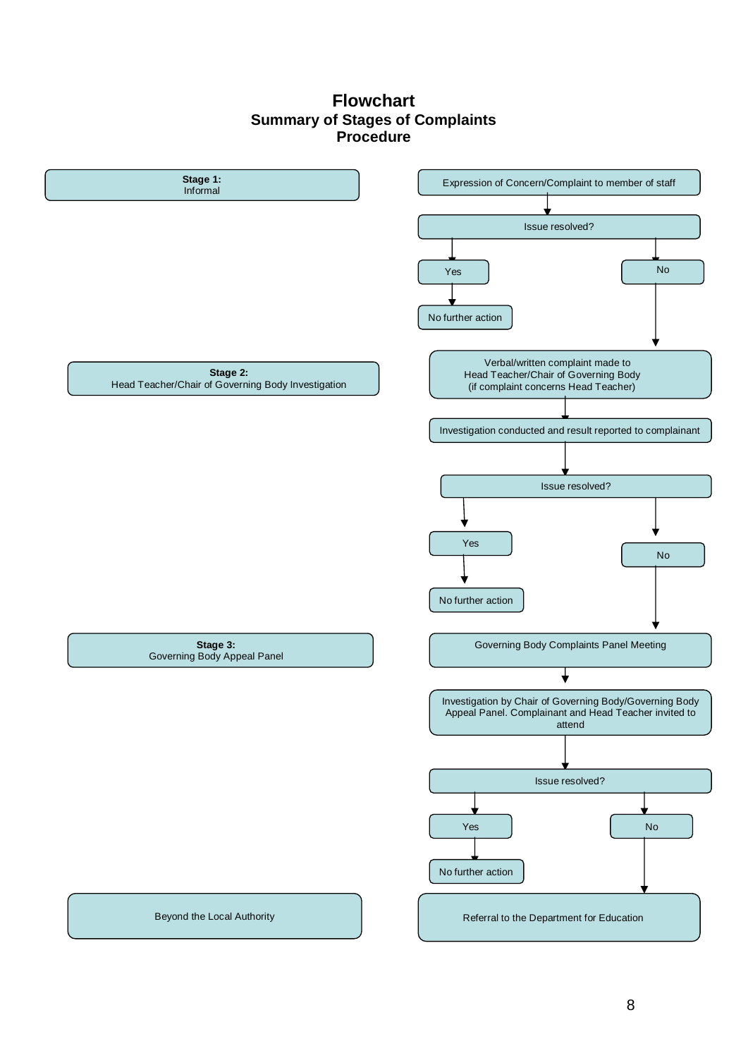# Flowchart

## Summary of Stages of Complaints Procedure

**Stage 1:**
Informal

Expression of Concern/Complaint to member of staff

Issue resolved?

Yes

No

No further action

**Stage 2:**
Head Teacher/Chair of Governing Body Investigation

Verbal/written complaint made to
Head Teacher/Chair of Governing Body
(if complaint concerns Head Teacher)

Investigation conducted and result reported to complainant

Issue resolved?

Yes

No

No further action

**Stage 3:**
Governing Body Appeal Panel

Governing Body Complaints Panel Meeting

Investigation by Chair of Governing Body/Governing Body Appeal Panel. Complainant and Head Teacher invited to attend

Issue resolved?

Yes

No

No further action

Beyond the Local Authority

Referral to the Department for Education